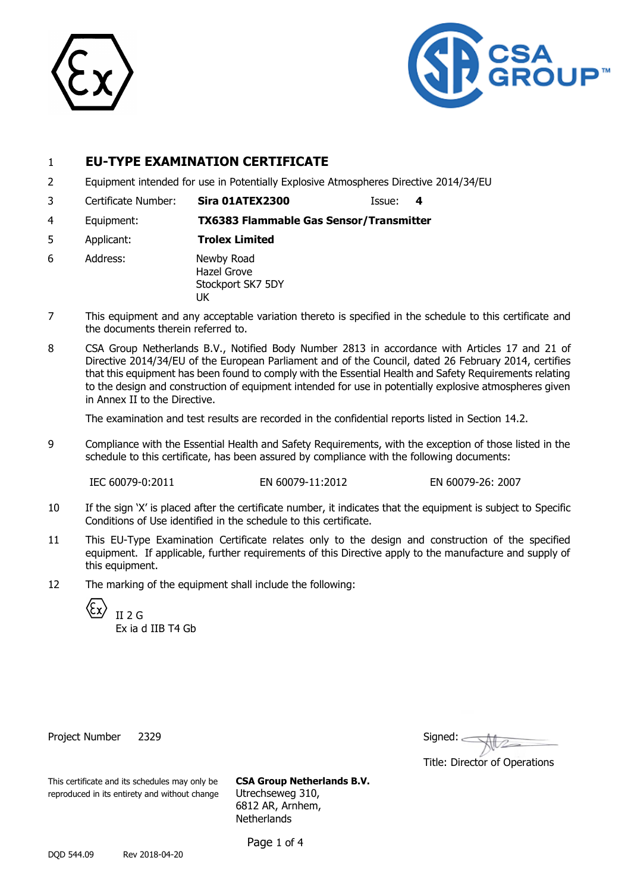1 **EU-TYPE EXAMINATION CERTIFICATE**

2 Equipment intended for use in Potentially Explosive Atmospheres Directive 2014/34/EU

| | | | |
|---|---|---|---|
| 3 | Certificate Number: | **Sira 01ATEX2300** | Issue: **4** |
| 4 | Equipment: | **TX6383 Flammable Gas Sensor/Transmitter** | |
| 5 | Applicant: | **Trolex Limited** | |
| 6 | Address: | Newby Road<br>Hazel Grove<br>Stockport SK7 5DY<br>UK | |

7 This equipment and any acceptable variation thereto is specified in the schedule to this certificate and the documents therein referred to.

8 CSA Group Netherlands B.V., Notified Body Number 2813 in accordance with Articles 17 and 21 of Directive 2014/34/EU of the European Parliament and of the Council, dated 26 February 2014, certifies that this equipment has been found to comply with the Essential Health and Safety Requirements relating to the design and construction of equipment intended for use in potentially explosive atmospheres given in Annex II to the Directive.

The examination and test results are recorded in the confidential reports listed in Section 14.2.

9 Compliance with the Essential Health and Safety Requirements, with the exception of those listed in the schedule to this certificate, has been assured by compliance with the following documents:

IEC 60079-0:2011    EN 60079-11:2012    EN 60079-26: 2007

10 If the sign 'X' is placed after the certificate number, it indicates that the equipment is subject to Specific Conditions of Use identified in the schedule to this certificate.

11 This EU-Type Examination Certificate relates only to the design and construction of the specified equipment. If applicable, further requirements of this Directive apply to the manufacture and supply of this equipment.

12 The marking of the equipment shall include the following:

Ex II 2 G
Ex ia d IIB T4 Gb

Project Number 2329

Signed:

Title: Director of Operations

This certificate and its schedules may only be reproduced in its entirety and without change

**CSA Group Netherlands B.V.**
Utrechseweg 310,
6812 AR, Arnhem,
Netherlands

DQD 544.09 Rev 2018-04-20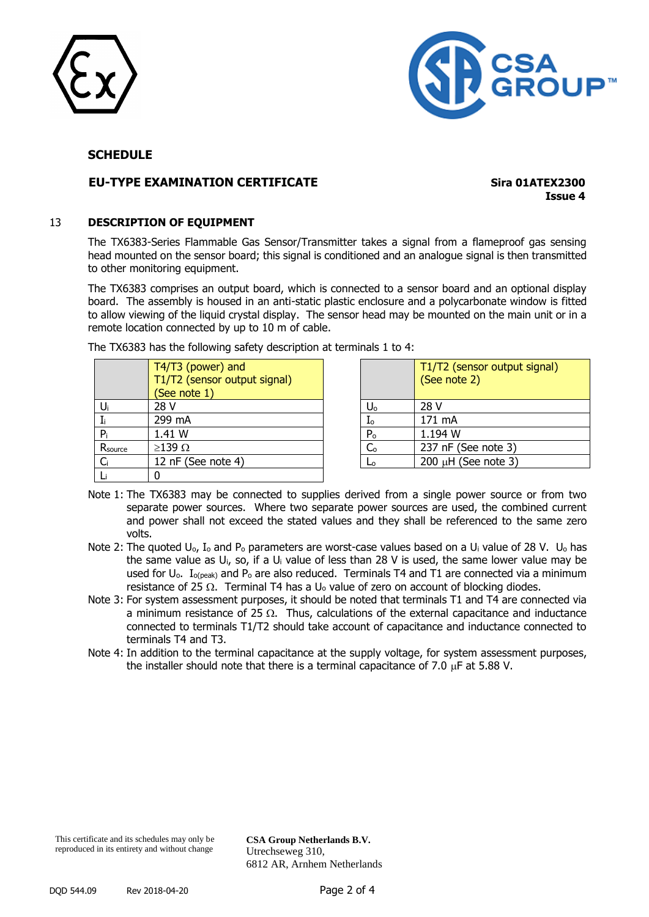**SCHEDULE**

**EU-TYPE EXAMINATION CERTIFICATE** **Sira 01ATEX2300**
**Issue 4**

## 13 DESCRIPTION OF EQUIPMENT

The TX6383-Series Flammable Gas Sensor/Transmitter takes a signal from a flameproof gas sensing head mounted on the sensor board; this signal is conditioned and an analogue signal is then transmitted to other monitoring equipment.

The TX6383 comprises an output board, which is connected to a sensor board and an optional display board. The assembly is housed in an anti-static plastic enclosure and a polycarbonate window is fitted to allow viewing of the liquid crystal display. The sensor head may be mounted on the main unit or in a remote location connected by up to 10 m of cable.

The TX6383 has the following safety description at terminals 1 to 4:

| | T4/T3 (power) and T1/T2 (sensor output signal) (See note 1) |
|---|---|
| $U_i$ | 28 V |
| $I_i$ | 299 mA |
| $P_i$ | 1.41 W |
| $R_{source}$ | ≥139 Ω |
| $C_i$ | 12 nF (See note 4) |
| $L_i$ | 0 |

| | T1/T2 (sensor output signal) (See note 2) |
|---|---|
| $U_o$ | 28 V |
| $I_o$ | 171 mA |
| $P_o$ | 1.194 W |
| $C_o$ | 237 nF (See note 3) |
| $L_o$ | 200 μH (See note 3) |

Note 1: The TX6383 may be connected to supplies derived from a single power source or from two separate power sources. Where two separate power sources are used, the combined current and power shall not exceed the stated values and they shall be referenced to the same zero volts.

Note 2: The quoted $U_o$, $I_o$ and $P_o$ parameters are worst-case values based on a $U_i$ value of 28 V. $U_o$ has the same value as $U_i$, so, if a $U_i$ value of less than 28 V is used, the same lower value may be used for $U_o$. $I_{o(peak)}$ and $P_o$ are also reduced. Terminals T4 and T1 are connected via a minimum resistance of 25 Ω. Terminal T4 has a $U_o$ value of zero on account of blocking diodes.

Note 3: For system assessment purposes, it should be noted that terminals T1 and T4 are connected via a minimum resistance of 25 Ω. Thus, calculations of the external capacitance and inductance connected to terminals T1/T2 should take account of capacitance and inductance connected to terminals T4 and T3.

Note 4: In addition to the terminal capacitance at the supply voltage, for system assessment purposes, the installer should note that there is a terminal capacitance of 7.0 μF at 5.88 V.

This certificate and its schedules may only be reproduced in its entirety and without change

**CSA Group Netherlands B.V.**
Utrechseweg 310,
6812 AR, Arnhem Netherlands

DQD 544.09 Rev 2018-04-20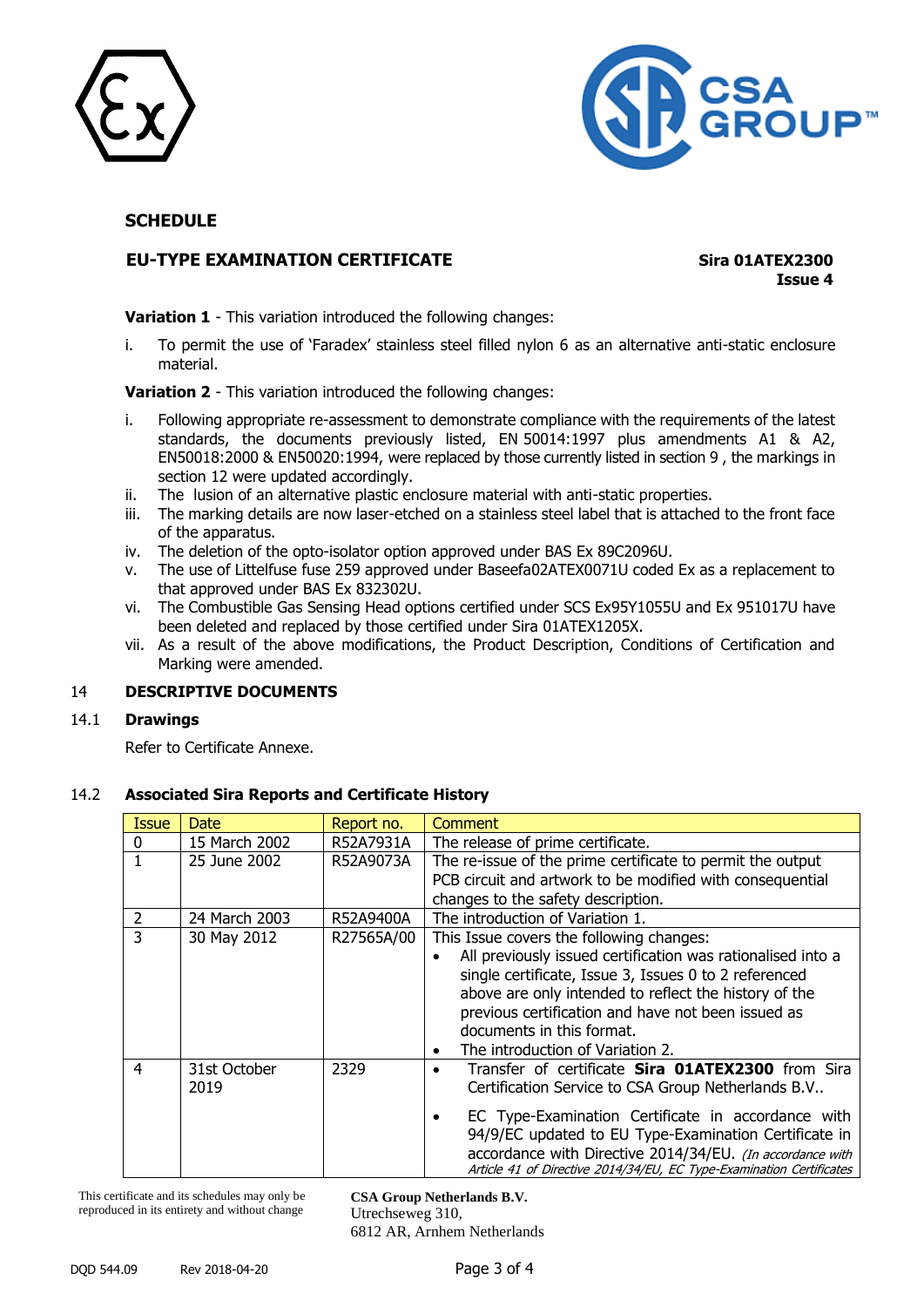**SCHEDULE**

**EU-TYPE EXAMINATION CERTIFICATE**

**Sira 01ATEX2300**
**Issue 4**

**Variation 1** - This variation introduced the following changes:

i. To permit the use of 'Faradex' stainless steel filled nylon 6 as an alternative anti-static enclosure material.

**Variation 2** - This variation introduced the following changes:

i. Following appropriate re-assessment to demonstrate compliance with the requirements of the latest standards, the documents previously listed, EN 50014:1997 plus amendments A1 & A2, EN50018:2000 & EN50020:1994, were replaced by those currently listed in section 9 , the markings in section 12 were updated accordingly.
ii. The lusion of an alternative plastic enclosure material with anti-static properties.
iii. The marking details are now laser-etched on a stainless steel label that is attached to the front face of the apparatus.
iv. The deletion of the opto-isolator option approved under BAS Ex 89C2096U.
v. The use of Littelfuse fuse 259 approved under Baseefa02ATEX0071U coded Ex as a replacement to that approved under BAS Ex 832302U.
vi. The Combustible Gas Sensing Head options certified under SCS Ex95Y1055U and Ex 951017U have been deleted and replaced by those certified under Sira 01ATEX1205X.
vii. As a result of the above modifications, the Product Description, Conditions of Certification and Marking were amended.

## 14 DESCRIPTIVE DOCUMENTS

### 14.1 Drawings

Refer to Certificate Annexe.

### 14.2 Associated Sira Reports and Certificate History

| Issue | Date | Report no. | Comment |
|---|---|---|---|
| 0 | 15 March 2002 | R52A7931A | The release of prime certificate. |
| 1 | 25 June 2002 | R52A9073A | The re-issue of the prime certificate to permit the output PCB circuit and artwork to be modified with consequential changes to the safety description. |
| 2 | 24 March 2003 | R52A9400A | The introduction of Variation 1. |
| 3 | 30 May 2012 | R27565A/00 | This Issue covers the following changes:<br>• All previously issued certification was rationalised into a single certificate, Issue 3, Issues 0 to 2 referenced above are only intended to reflect the history of the previous certification and have not been issued as documents in this format.<br>• The introduction of Variation 2. |
| 4 | 31st October 2019 | 2329 | • Transfer of certificate **Sira 01ATEX2300** from Sira Certification Service to CSA Group Netherlands B.V..<br>• EC Type-Examination Certificate in accordance with 94/9/EC updated to EU Type-Examination Certificate in accordance with Directive 2014/34/EU. *(In accordance with Article 41 of Directive 2014/34/EU, EC Type-Examination Certificates* |

This certificate and its schedules may only be reproduced in its entirety and without change

**CSA Group Netherlands B.V.**
Utrechseweg 310,
6812 AR, Arnhem Netherlands

DQD 544.09 Rev 2018-04-20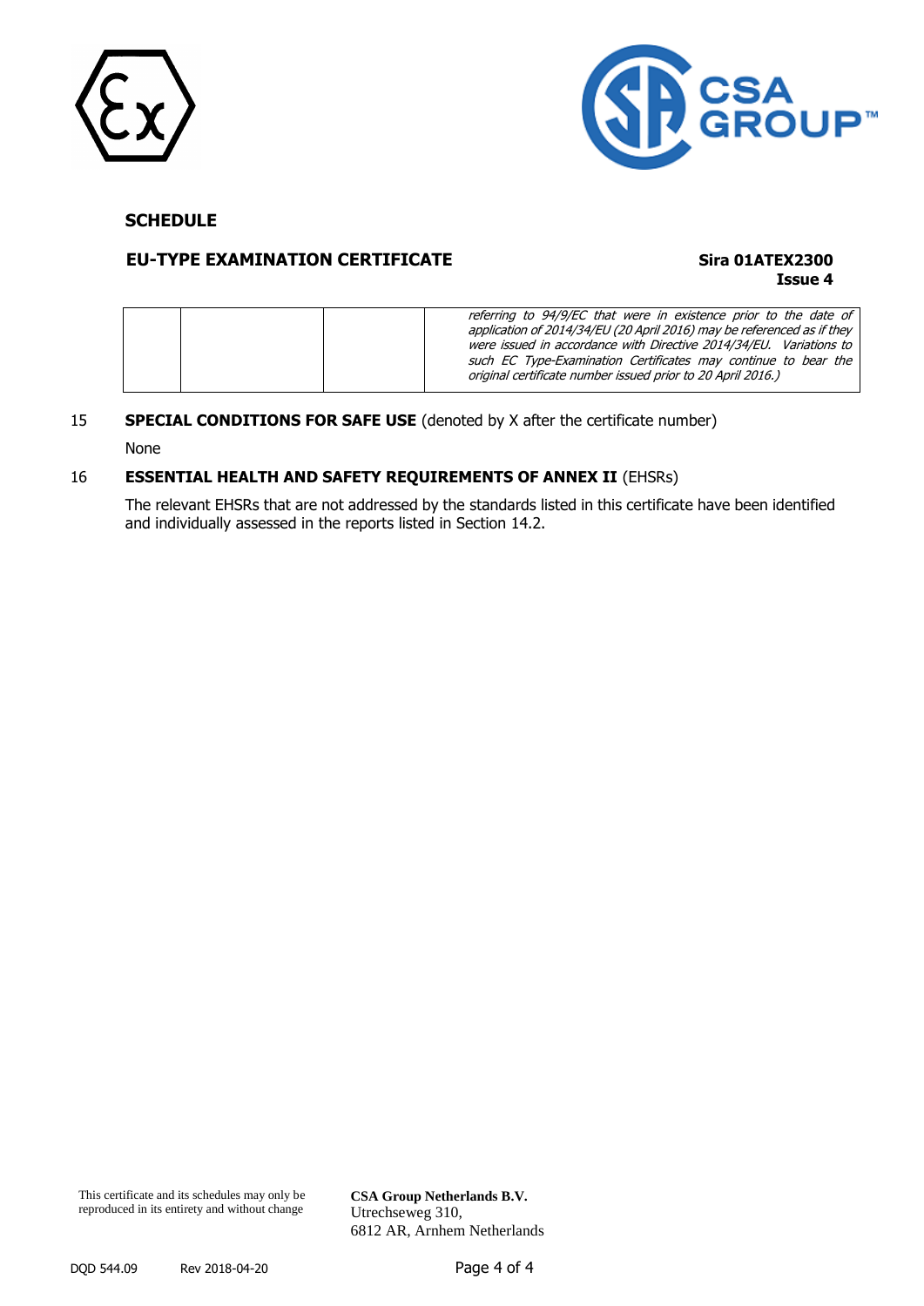**SCHEDULE**

**EU-TYPE EXAMINATION CERTIFICATE** **Sira 01ATEX2300**
**Issue 4**

| | | | |
|---|---|---|---|
| | | | *referring to 94/9/EC that were in existence prior to the date of application of 2014/34/EU (20 April 2016) may be referenced as if they were issued in accordance with Directive 2014/34/EU. Variations to such EC Type-Examination Certificates may continue to bear the original certificate number issued prior to 20 April 2016.)* |

15 **SPECIAL CONDITIONS FOR SAFE USE** (denoted by X after the certificate number)

None

16 **ESSENTIAL HEALTH AND SAFETY REQUIREMENTS OF ANNEX II** (EHSRs)

The relevant EHSRs that are not addressed by the standards listed in this certificate have been identified and individually assessed in the reports listed in Section 14.2.

This certificate and its schedules may only be reproduced in its entirety and without change

**CSA Group Netherlands B.V.**
Utrechseweg 310,
6812 AR, Arnhem Netherlands

DQD 544.09 Rev 2018-04-20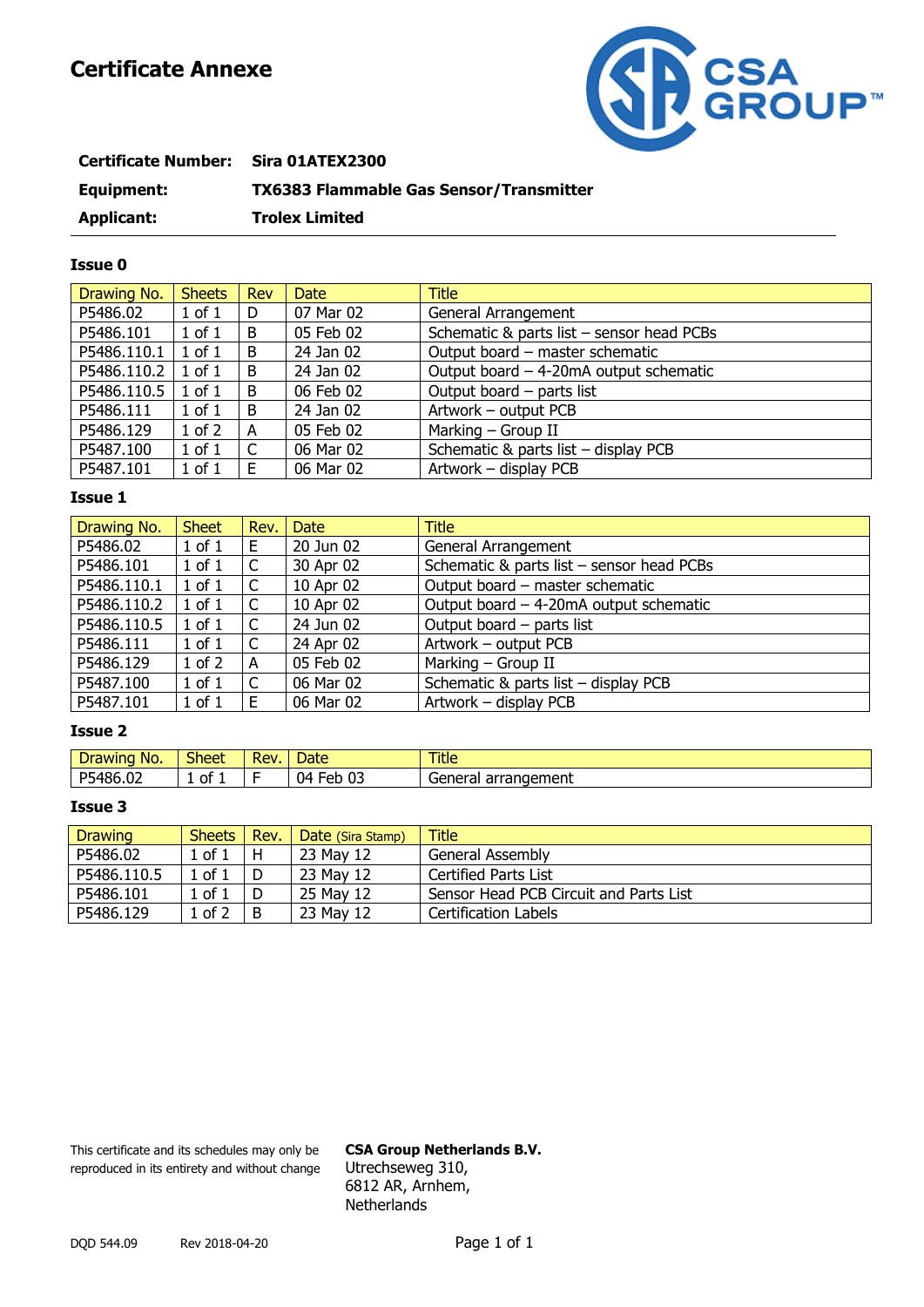# Certificate Annexe

**Certificate Number:** **Sira 01ATEX2300**

**Equipment:** **TX6383 Flammable Gas Sensor/Transmitter**

**Applicant:** **Trolex Limited**

### Issue 0

| Drawing No. | Sheets | Rev | Date | Title |
|---|---|---|---|---|
| P5486.02 | 1 of 1 | D | 07 Mar 02 | General Arrangement |
| P5486.101 | 1 of 1 | B | 05 Feb 02 | Schematic & parts list – sensor head PCBs |
| P5486.110.1 | 1 of 1 | B | 24 Jan 02 | Output board – master schematic |
| P5486.110.2 | 1 of 1 | B | 24 Jan 02 | Output board – 4-20mA output schematic |
| P5486.110.5 | 1 of 1 | B | 06 Feb 02 | Output board – parts list |
| P5486.111 | 1 of 1 | B | 24 Jan 02 | Artwork – output PCB |
| P5486.129 | 1 of 2 | A | 05 Feb 02 | Marking – Group II |
| P5487.100 | 1 of 1 | C | 06 Mar 02 | Schematic & parts list – display PCB |
| P5487.101 | 1 of 1 | E | 06 Mar 02 | Artwork – display PCB |

### Issue 1

| Drawing No. | Sheet | Rev. | Date | Title |
|---|---|---|---|---|
| P5486.02 | 1 of 1 | E | 20 Jun 02 | General Arrangement |
| P5486.101 | 1 of 1 | C | 30 Apr 02 | Schematic & parts list – sensor head PCBs |
| P5486.110.1 | 1 of 1 | C | 10 Apr 02 | Output board – master schematic |
| P5486.110.2 | 1 of 1 | C | 10 Apr 02 | Output board – 4-20mA output schematic |
| P5486.110.5 | 1 of 1 | C | 24 Jun 02 | Output board – parts list |
| P5486.111 | 1 of 1 | C | 24 Apr 02 | Artwork – output PCB |
| P5486.129 | 1 of 2 | A | 05 Feb 02 | Marking – Group II |
| P5487.100 | 1 of 1 | C | 06 Mar 02 | Schematic & parts list – display PCB |
| P5487.101 | 1 of 1 | E | 06 Mar 02 | Artwork – display PCB |

### Issue 2

| Drawing No. | Sheet | Rev. | Date | Title |
|---|---|---|---|---|
| P5486.02 | 1 of 1 | F | 04 Feb 03 | General arrangement |

### Issue 3

| Drawing | Sheets | Rev. | Date (Sira Stamp) | Title |
|---|---|---|---|---|
| P5486.02 | 1 of 1 | H | 23 May 12 | General Assembly |
| P5486.110.5 | 1 of 1 | D | 23 May 12 | Certified Parts List |
| P5486.101 | 1 of 1 | D | 25 May 12 | Sensor Head PCB Circuit and Parts List |
| P5486.129 | 1 of 2 | B | 23 May 12 | Certification Labels |

This certificate and its schedules may only be reproduced in its entirety and without change

**CSA Group Netherlands B.V.**
Utrechseweg 310,
6812 AR, Arnhem,
Netherlands

DQD 544.09 Rev 2018-04-20